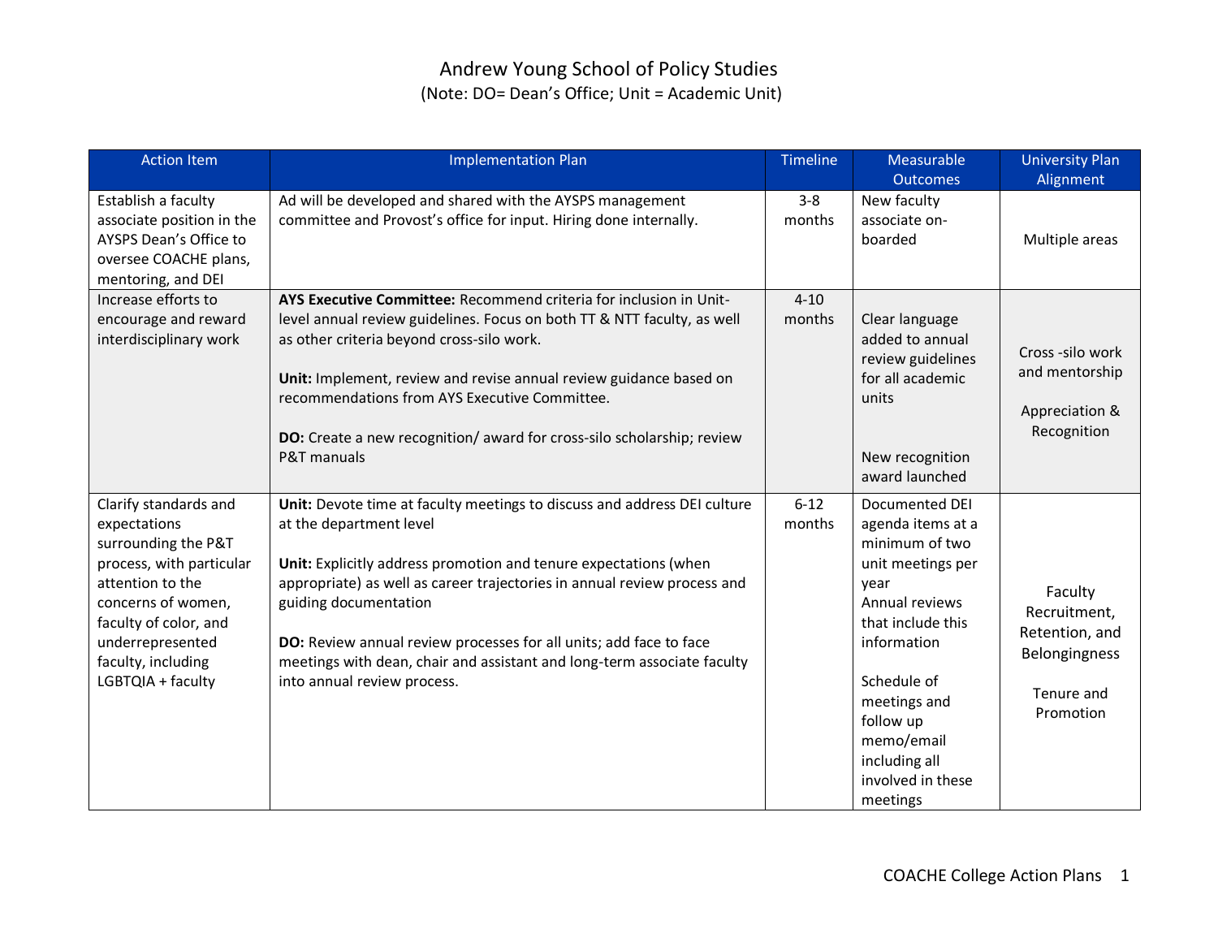# Andrew Young School of Policy Studies

(Note: DO= Dean's Office; Unit = Academic Unit)

| Action Item | Implementation Plan | Timeline | Measurable Outcomes | University Plan Alignment |
|---|---|---|---|---|
| Establish a faculty associate position in the AYSPS Dean's Office to oversee COACHE plans, mentoring, and DEI | Ad will be developed and shared with the AYSPS management committee and Provost's office for input. Hiring done internally. | 3-8 months | New faculty associate on-boarded | Multiple areas |
| Increase efforts to encourage and reward interdisciplinary work | **AYS Executive Committee:** Recommend criteria for inclusion in Unit-level annual review guidelines. Focus on both TT & NTT faculty, as well as other criteria beyond cross-silo work.<br><br>**Unit:** Implement, review and revise annual review guidance based on recommendations from AYS Executive Committee.<br><br>**DO:** Create a new recognition/ award for cross-silo scholarship; review P&T manuals | 4-10 months | Clear language added to annual review guidelines for all academic units<br><br>New recognition award launched | Cross -silo work and mentorship<br><br>Appreciation & Recognition |
| Clarify standards and expectations surrounding the P&T process, with particular attention to the concerns of women, faculty of color, and underrepresented faculty, including LGBTQIA + faculty | **Unit:** Devote time at faculty meetings to discuss and address DEI culture at the department level<br><br>**Unit:** Explicitly address promotion and tenure expectations (when appropriate) as well as career trajectories in annual review process and guiding documentation<br><br>**DO:** Review annual review processes for all units; add face to face meetings with dean, chair and assistant and long-term associate faculty into annual review process. | 6-12 months | Documented DEI agenda items at a minimum of two unit meetings per year<br>Annual reviews that include this information<br><br>Schedule of meetings and follow up memo/email including all involved in these meetings | Faculty Recruitment, Retention, and Belongingness<br><br>Tenure and Promotion |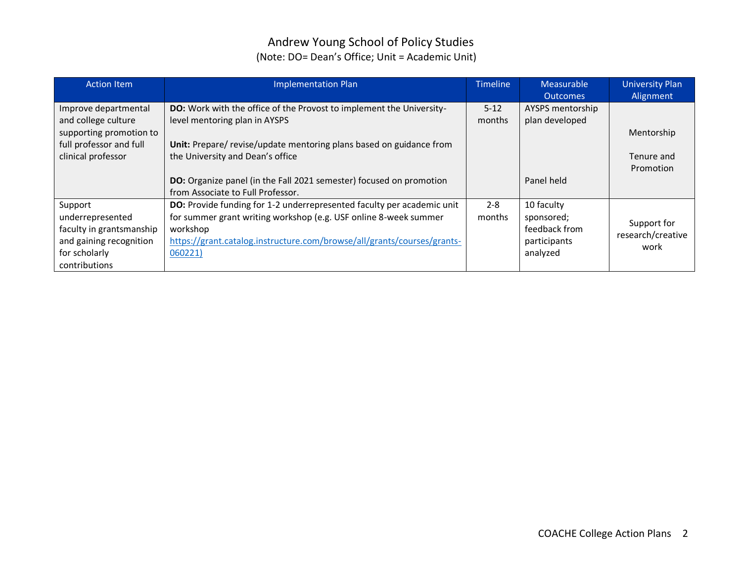# Andrew Young School of Policy Studies

(Note: DO= Dean's Office; Unit = Academic Unit)

| Action Item | Implementation Plan | Timeline | Measurable Outcomes | University Plan Alignment |
|---|---|---|---|---|
| Improve departmental and college culture supporting promotion to full professor and full clinical professor | **DO:** Work with the office of the Provost to implement the University-level mentoring plan in AYSPS<br><br>**Unit:** Prepare/ revise/update mentoring plans based on guidance from the University and Dean's office<br><br>**DO:** Organize panel (in the Fall 2021 semester) focused on promotion from Associate to Full Professor. | 5-12 months | AYSPS mentorship plan developed<br><br>Panel held | Mentorship<br><br>Tenure and Promotion |
| Support underrepresented faculty in grantsmanship and gaining recognition for scholarly contributions | **DO:** Provide funding for 1-2 underrepresented faculty per academic unit for summer grant writing workshop (e.g. USF online 8-week summer workshop https://grant.catalog.instructure.com/browse/all/grants/courses/grants-060221) | 2-8 months | 10 faculty sponsored; feedback from participants analyzed | Support for research/creative work |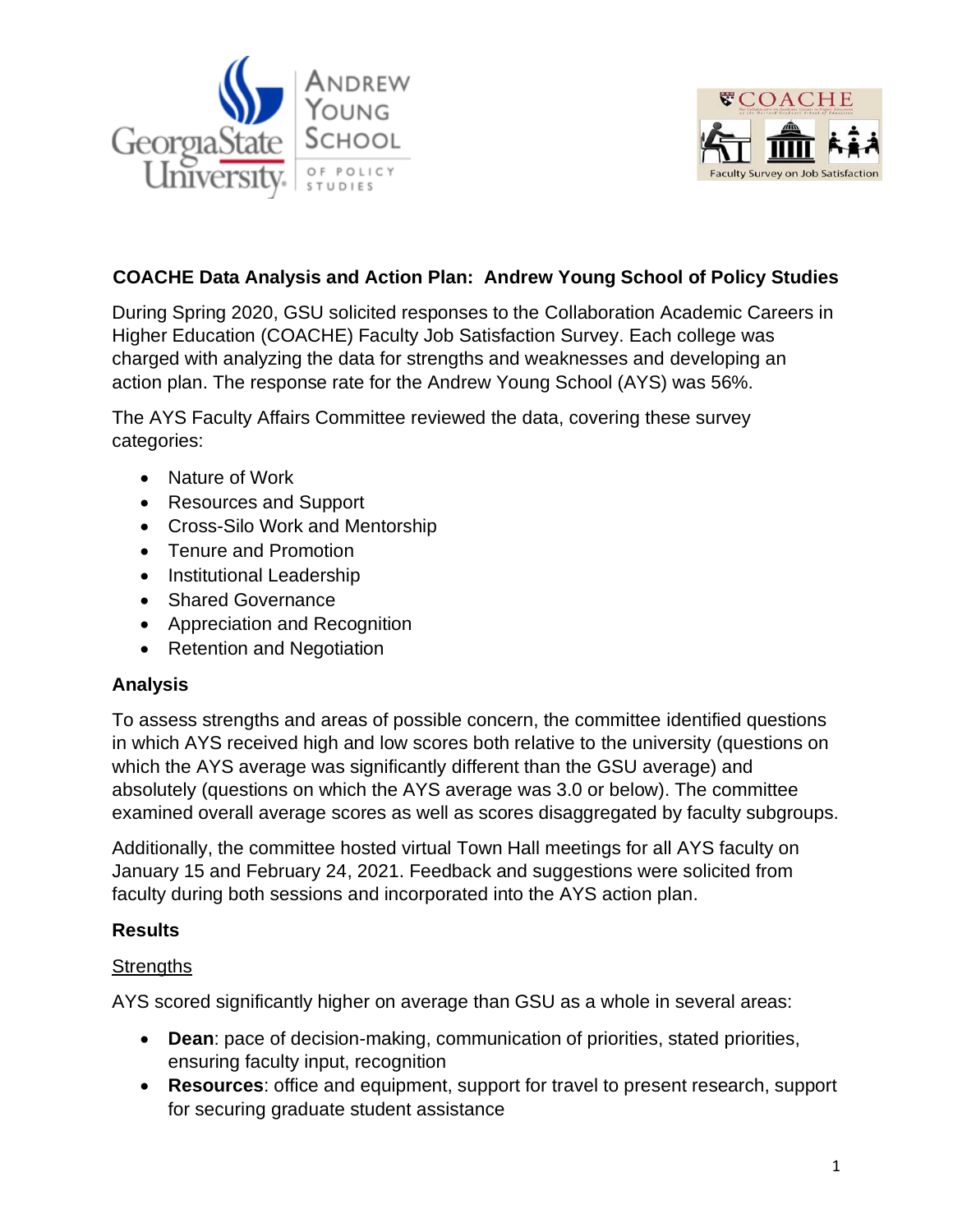## COACHE Data Analysis and Action Plan: Andrew Young School of Policy Studies

During Spring 2020, GSU solicited responses to the Collaboration Academic Careers in Higher Education (COACHE) Faculty Job Satisfaction Survey. Each college was charged with analyzing the data for strengths and weaknesses and developing an action plan. The response rate for the Andrew Young School (AYS) was 56%.

The AYS Faculty Affairs Committee reviewed the data, covering these survey categories:

- Nature of Work
- Resources and Support
- Cross-Silo Work and Mentorship
- Tenure and Promotion
- Institutional Leadership
- Shared Governance
- Appreciation and Recognition
- Retention and Negotiation

### Analysis

To assess strengths and areas of possible concern, the committee identified questions in which AYS received high and low scores both relative to the university (questions on which the AYS average was significantly different than the GSU average) and absolutely (questions on which the AYS average was 3.0 or below). The committee examined overall average scores as well as scores disaggregated by faculty subgroups.

Additionally, the committee hosted virtual Town Hall meetings for all AYS faculty on January 15 and February 24, 2021. Feedback and suggestions were solicited from faculty during both sessions and incorporated into the AYS action plan.

### Results

Strengths

AYS scored significantly higher on average than GSU as a whole in several areas:

- **Dean**: pace of decision-making, communication of priorities, stated priorities, ensuring faculty input, recognition
- **Resources**: office and equipment, support for travel to present research, support for securing graduate student assistance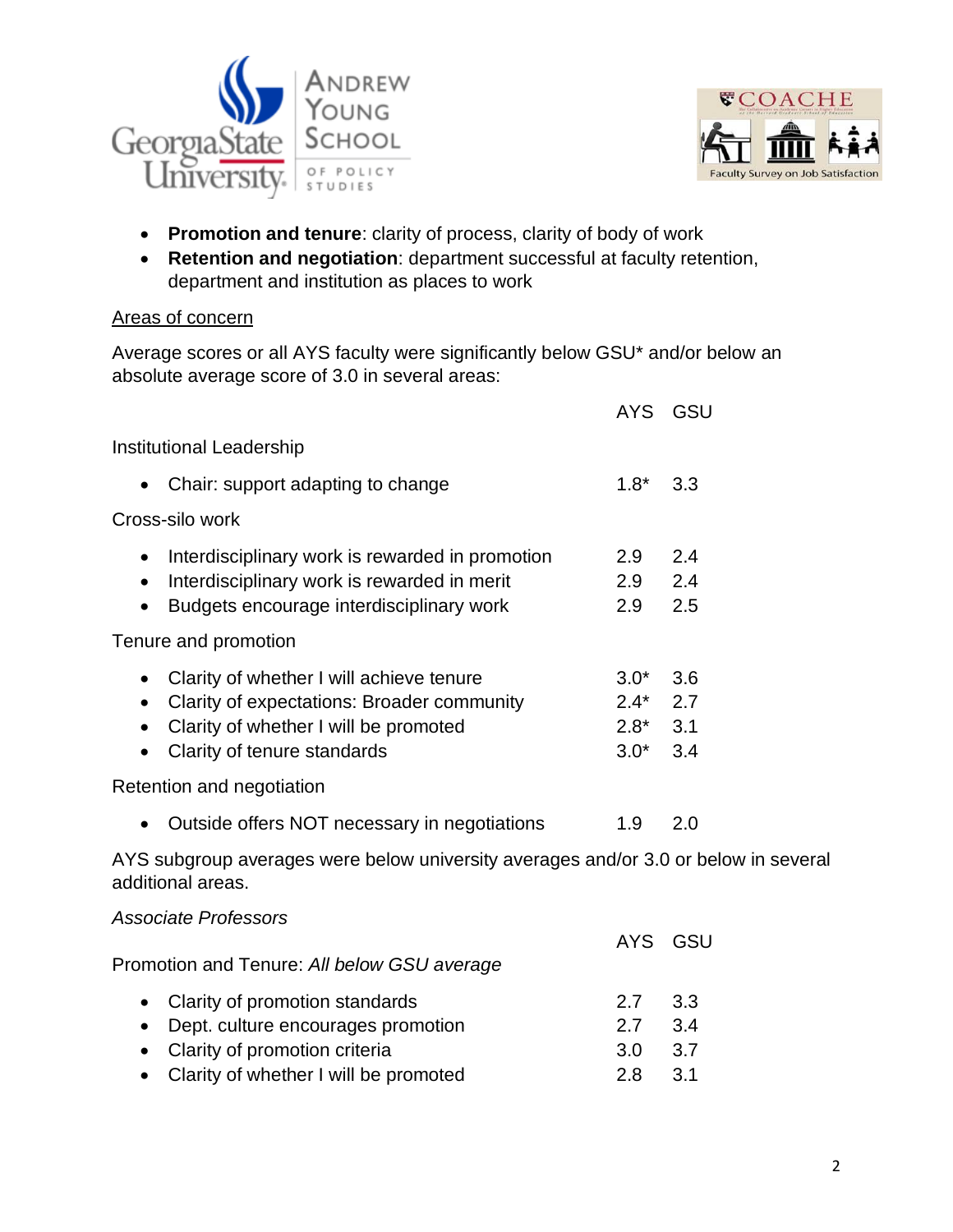- **Promotion and tenure**: clarity of process, clarity of body of work
- **Retention and negotiation**: department successful at faculty retention, department and institution as places to work

<u>Areas of concern</u>

Average scores or all AYS faculty were significantly below GSU* and/or below an absolute average score of 3.0 in several areas:

| | AYS | GSU |
|---|---|---|
| Institutional Leadership | | |
| • Chair: support adapting to change | 1.8* | 3.3 |
| Cross-silo work | | |
| • Interdisciplinary work is rewarded in promotion | 2.9 | 2.4 |
| • Interdisciplinary work is rewarded in merit | 2.9 | 2.4 |
| • Budgets encourage interdisciplinary work | 2.9 | 2.5 |
| Tenure and promotion | | |
| • Clarity of whether I will achieve tenure | 3.0* | 3.6 |
| • Clarity of expectations: Broader community | 2.4* | 2.7 |
| • Clarity of whether I will be promoted | 2.8* | 3.1 |
| • Clarity of tenure standards | 3.0* | 3.4 |
| Retention and negotiation | | |
| • Outside offers NOT necessary in negotiations | 1.9 | 2.0 |

AYS subgroup averages were below university averages and/or 3.0 or below in several additional areas.

*Associate Professors*

| | AYS | GSU |
|---|---|---|
| Promotion and Tenure: *All below GSU average* | | |
| • Clarity of promotion standards | 2.7 | 3.3 |
| • Dept. culture encourages promotion | 2.7 | 3.4 |
| • Clarity of promotion criteria | 3.0 | 3.7 |
| • Clarity of whether I will be promoted | 2.8 | 3.1 |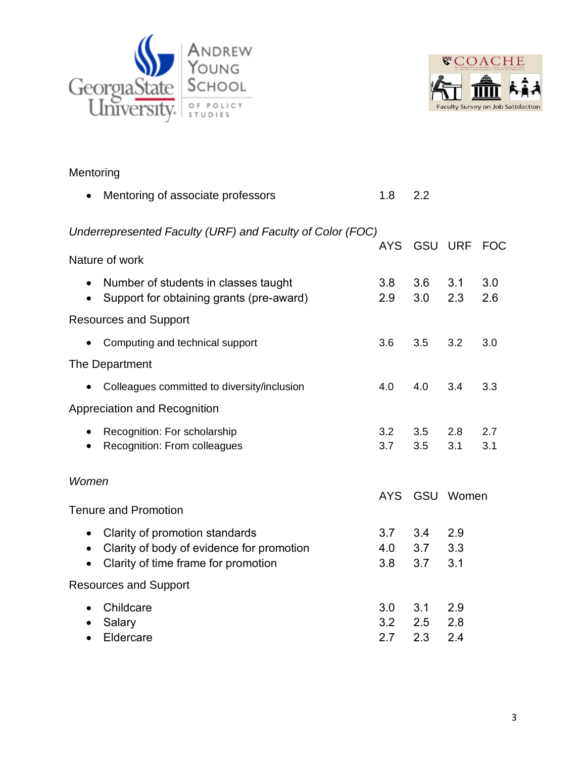Mentoring

| | | |
|---|---|---|
| • Mentoring of associate professors | 1.8 | 2.2 |

*Underrepresented Faculty (URF) and Faculty of Color (FOC)*

| | AYS | GSU | URF | FOC |
|---|---|---|---|---|
| **Nature of work** | | | | |
| • Number of students in classes taught | 3.8 | 3.6 | 3.1 | 3.0 |
| • Support for obtaining grants (pre-award) | 2.9 | 3.0 | 2.3 | 2.6 |
| **Resources and Support** | | | | |
| • Computing and technical support | 3.6 | 3.5 | 3.2 | 3.0 |
| **The Department** | | | | |
| • Colleagues committed to diversity/inclusion | 4.0 | 4.0 | 3.4 | 3.3 |
| **Appreciation and Recognition** | | | | |
| • Recognition: For scholarship | 3.2 | 3.5 | 2.8 | 2.7 |
| • Recognition: From colleagues | 3.7 | 3.5 | 3.1 | 3.1 |

*Women*

| | AYS | GSU | Women |
|---|---|---|---|
| **Tenure and Promotion** | | | |
| • Clarity of promotion standards | 3.7 | 3.4 | 2.9 |
| • Clarity of body of evidence for promotion | 4.0 | 3.7 | 3.3 |
| • Clarity of time frame for promotion | 3.8 | 3.7 | 3.1 |
| **Resources and Support** | | | |
| • Childcare | 3.0 | 3.1 | 2.9 |
| • Salary | 3.2 | 2.5 | 2.8 |
| • Eldercare | 2.7 | 2.3 | 2.4 |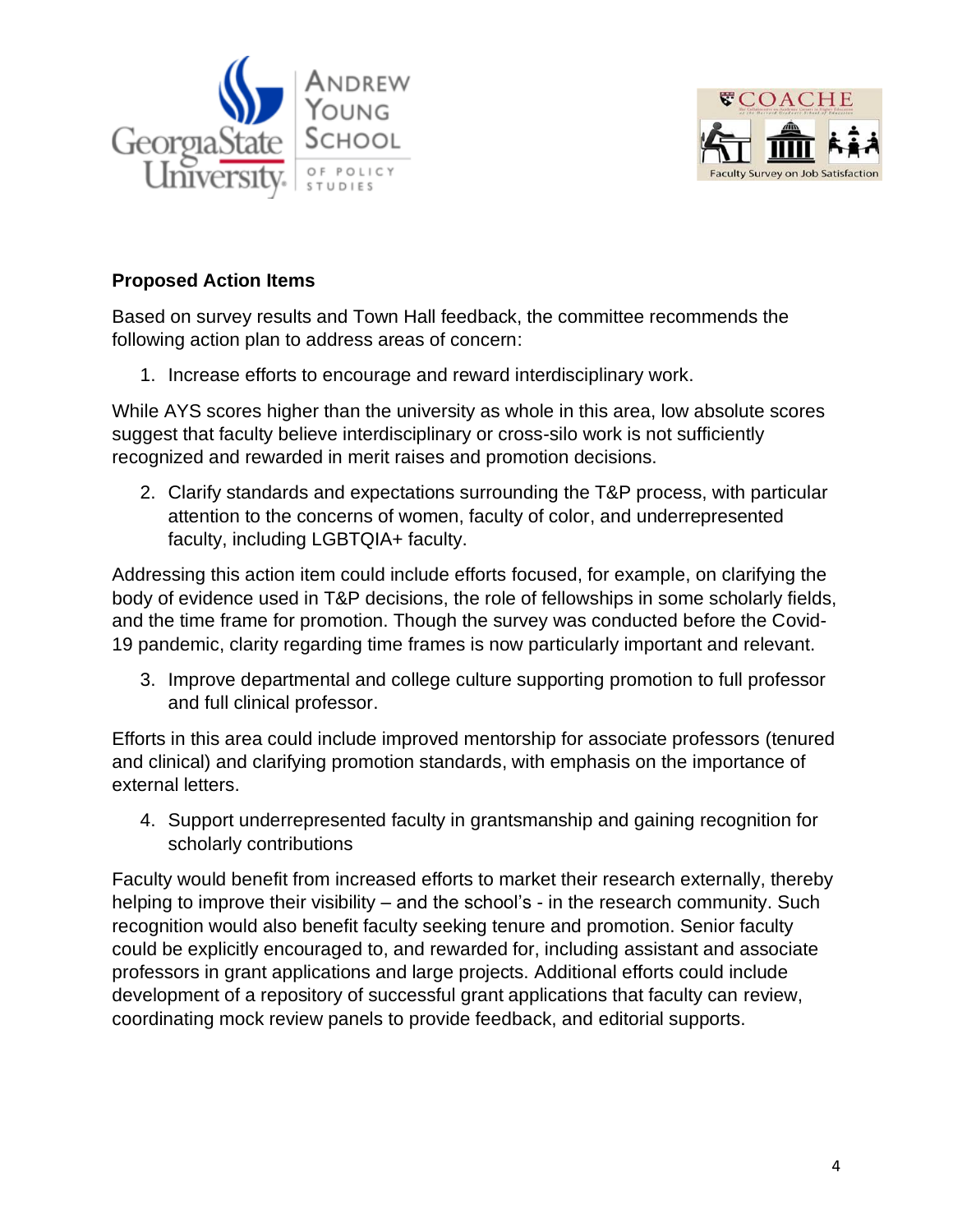**Proposed Action Items**

Based on survey results and Town Hall feedback, the committee recommends the following action plan to address areas of concern:

1. Increase efforts to encourage and reward interdisciplinary work.

While AYS scores higher than the university as whole in this area, low absolute scores suggest that faculty believe interdisciplinary or cross-silo work is not sufficiently recognized and rewarded in merit raises and promotion decisions.

2. Clarify standards and expectations surrounding the T&P process, with particular attention to the concerns of women, faculty of color, and underrepresented faculty, including LGBTQIA+ faculty.

Addressing this action item could include efforts focused, for example, on clarifying the body of evidence used in T&P decisions, the role of fellowships in some scholarly fields, and the time frame for promotion. Though the survey was conducted before the Covid-19 pandemic, clarity regarding time frames is now particularly important and relevant.

3. Improve departmental and college culture supporting promotion to full professor and full clinical professor.

Efforts in this area could include improved mentorship for associate professors (tenured and clinical) and clarifying promotion standards, with emphasis on the importance of external letters.

4. Support underrepresented faculty in grantsmanship and gaining recognition for scholarly contributions

Faculty would benefit from increased efforts to market their research externally, thereby helping to improve their visibility – and the school's - in the research community. Such recognition would also benefit faculty seeking tenure and promotion. Senior faculty could be explicitly encouraged to, and rewarded for, including assistant and associate professors in grant applications and large projects. Additional efforts could include development of a repository of successful grant applications that faculty can review, coordinating mock review panels to provide feedback, and editorial supports.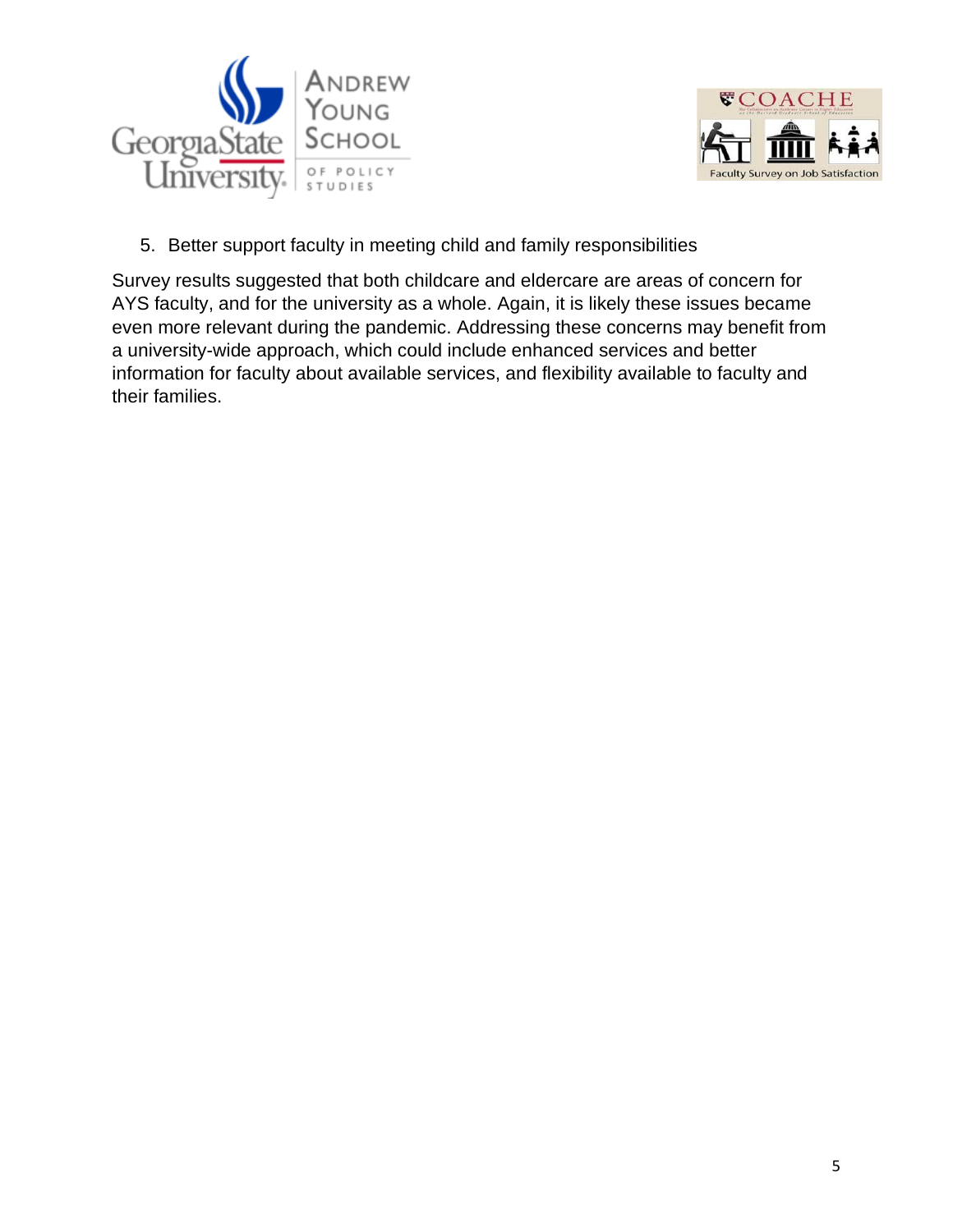5. Better support faculty in meeting child and family responsibilities

Survey results suggested that both childcare and eldercare are areas of concern for AYS faculty, and for the university as a whole. Again, it is likely these issues became even more relevant during the pandemic. Addressing these concerns may benefit from a university-wide approach, which could include enhanced services and better information for faculty about available services, and flexibility available to faculty and their families.